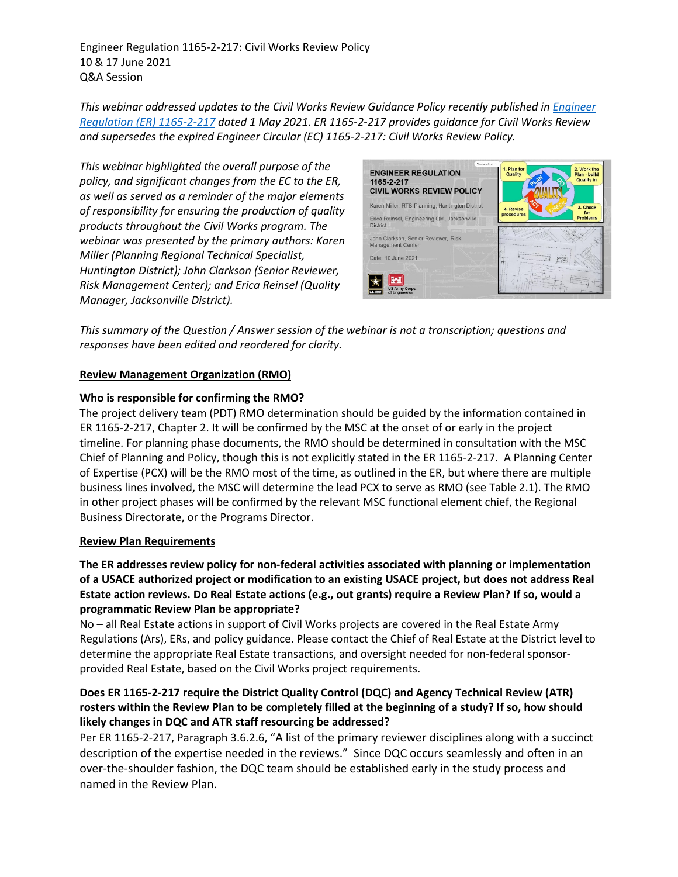Engineer Regulation 1165-2-217: Civil Works Review Policy
10 & 17 June 2021
Q&A Session

*This webinar addressed updates to the Civil Works Review Guidance Policy recently published in Engineer Regulation (ER) 1165-2-217 dated 1 May 2021. ER 1165-2-217 provides guidance for Civil Works Review and supersedes the expired Engineer Circular (EC) 1165-2-217: Civil Works Review Policy.*

*This webinar highlighted the overall purpose of the policy, and significant changes from the EC to the ER, as well as served as a reminder of the major elements of responsibility for ensuring the production of quality products throughout the Civil Works program. The webinar was presented by the primary authors: Karen Miller (Planning Regional Technical Specialist, Huntington District); John Clarkson (Senior Reviewer, Risk Management Center); and Erica Reinsel (Quality Manager, Jacksonville District).*

*This summary of the Question / Answer session of the webinar is not a transcription; questions and responses have been edited and reordered for clarity.*

## Review Management Organization (RMO)

**Who is responsible for confirming the RMO?**

The project delivery team (PDT) RMO determination should be guided by the information contained in ER 1165-2-217, Chapter 2. It will be confirmed by the MSC at the onset of or early in the project timeline. For planning phase documents, the RMO should be determined in consultation with the MSC Chief of Planning and Policy, though this is not explicitly stated in the ER 1165-2-217. A Planning Center of Expertise (PCX) will be the RMO most of the time, as outlined in the ER, but where there are multiple business lines involved, the MSC will determine the lead PCX to serve as RMO (see Table 2.1). The RMO in other project phases will be confirmed by the relevant MSC functional element chief, the Regional Business Directorate, or the Programs Director.

## Review Plan Requirements

**The ER addresses review policy for non-federal activities associated with planning or implementation of a USACE authorized project or modification to an existing USACE project, but does not address Real Estate action reviews. Do Real Estate actions (e.g., out grants) require a Review Plan? If so, would a programmatic Review Plan be appropriate?**

No – all Real Estate actions in support of Civil Works projects are covered in the Real Estate Army Regulations (Ars), ERs, and policy guidance. Please contact the Chief of Real Estate at the District level to determine the appropriate Real Estate transactions, and oversight needed for non-federal sponsor-provided Real Estate, based on the Civil Works project requirements.

**Does ER 1165-2-217 require the District Quality Control (DQC) and Agency Technical Review (ATR) rosters within the Review Plan to be completely filled at the beginning of a study? If so, how should likely changes in DQC and ATR staff resourcing be addressed?**

Per ER 1165-2-217, Paragraph 3.6.2.6, "A list of the primary reviewer disciplines along with a succinct description of the expertise needed in the reviews." Since DQC occurs seamlessly and often in an over-the-shoulder fashion, the DQC team should be established early in the study process and named in the Review Plan.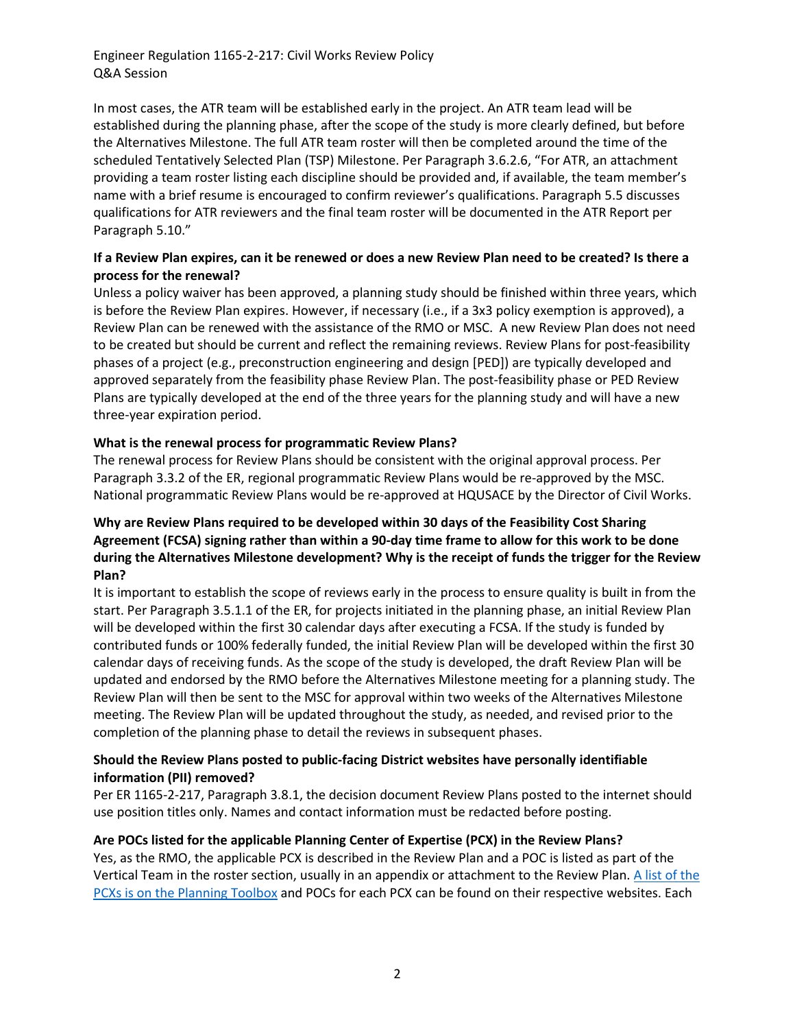In most cases, the ATR team will be established early in the project. An ATR team lead will be established during the planning phase, after the scope of the study is more clearly defined, but before the Alternatives Milestone. The full ATR team roster will then be completed around the time of the scheduled Tentatively Selected Plan (TSP) Milestone. Per Paragraph 3.6.2.6, "For ATR, an attachment providing a team roster listing each discipline should be provided and, if available, the team member's name with a brief resume is encouraged to confirm reviewer's qualifications. Paragraph 5.5 discusses qualifications for ATR reviewers and the final team roster will be documented in the ATR Report per Paragraph 5.10."

**If a Review Plan expires, can it be renewed or does a new Review Plan need to be created? Is there a process for the renewal?**

Unless a policy waiver has been approved, a planning study should be finished within three years, which is before the Review Plan expires. However, if necessary (i.e., if a 3x3 policy exemption is approved), a Review Plan can be renewed with the assistance of the RMO or MSC. A new Review Plan does not need to be created but should be current and reflect the remaining reviews. Review Plans for post-feasibility phases of a project (e.g., preconstruction engineering and design [PED]) are typically developed and approved separately from the feasibility phase Review Plan. The post-feasibility phase or PED Review Plans are typically developed at the end of the three years for the planning study and will have a new three-year expiration period.

**What is the renewal process for programmatic Review Plans?**

The renewal process for Review Plans should be consistent with the original approval process. Per Paragraph 3.3.2 of the ER, regional programmatic Review Plans would be re-approved by the MSC. National programmatic Review Plans would be re-approved at HQUSACE by the Director of Civil Works.

**Why are Review Plans required to be developed within 30 days of the Feasibility Cost Sharing Agreement (FCSA) signing rather than within a 90-day time frame to allow for this work to be done during the Alternatives Milestone development? Why is the receipt of funds the trigger for the Review Plan?**

It is important to establish the scope of reviews early in the process to ensure quality is built in from the start. Per Paragraph 3.5.1.1 of the ER, for projects initiated in the planning phase, an initial Review Plan will be developed within the first 30 calendar days after executing a FCSA. If the study is funded by contributed funds or 100% federally funded, the initial Review Plan will be developed within the first 30 calendar days of receiving funds. As the scope of the study is developed, the draft Review Plan will be updated and endorsed by the RMO before the Alternatives Milestone meeting for a planning study. The Review Plan will then be sent to the MSC for approval within two weeks of the Alternatives Milestone meeting. The Review Plan will be updated throughout the study, as needed, and revised prior to the completion of the planning phase to detail the reviews in subsequent phases.

**Should the Review Plans posted to public-facing District websites have personally identifiable information (PII) removed?**

Per ER 1165-2-217, Paragraph 3.8.1, the decision document Review Plans posted to the internet should use position titles only. Names and contact information must be redacted before posting.

**Are POCs listed for the applicable Planning Center of Expertise (PCX) in the Review Plans?**

Yes, as the RMO, the applicable PCX is described in the Review Plan and a POC is listed as part of the Vertical Team in the roster section, usually in an appendix or attachment to the Review Plan. A list of the PCXs is on the Planning Toolbox and POCs for each PCX can be found on their respective websites. Each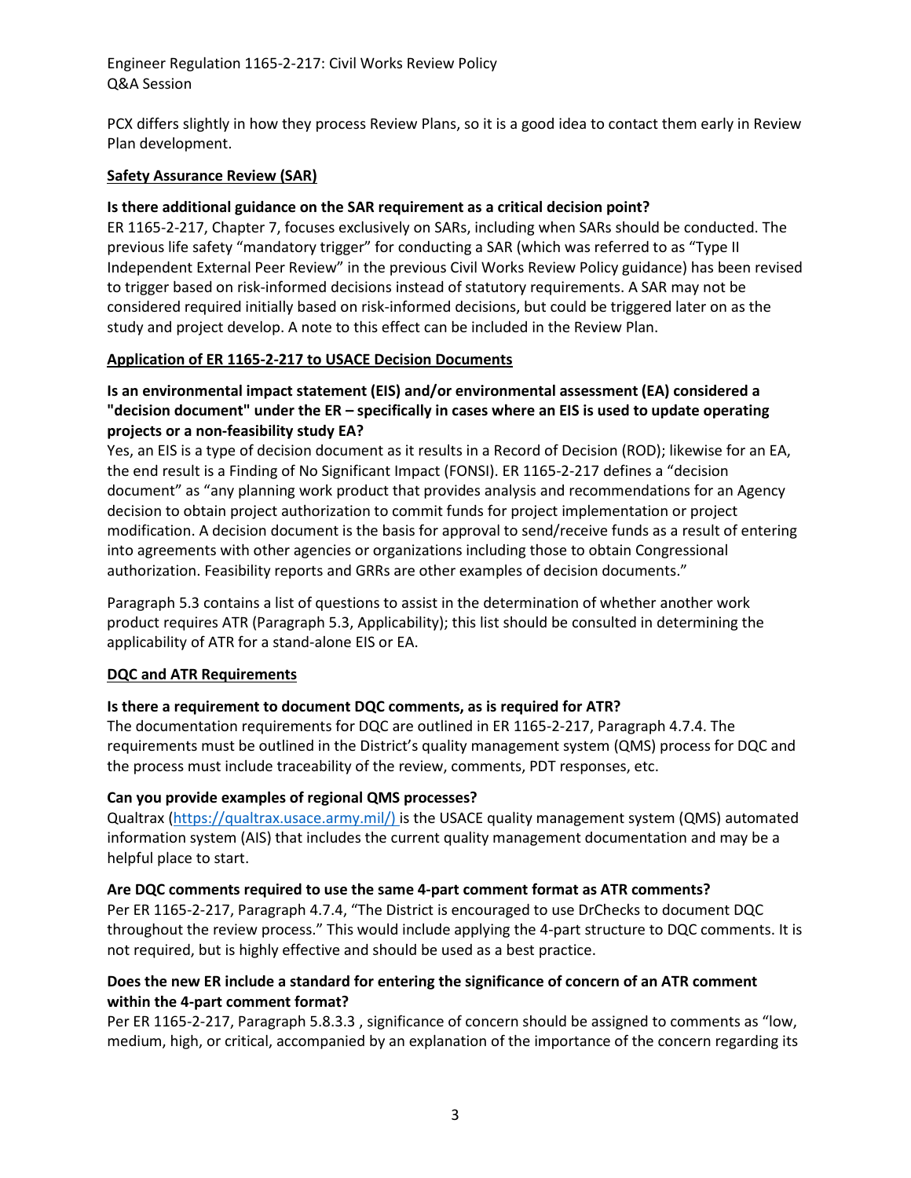PCX differs slightly in how they process Review Plans, so it is a good idea to contact them early in Review Plan development.

## Safety Assurance Review (SAR)

**Is there additional guidance on the SAR requirement as a critical decision point?**

ER 1165-2-217, Chapter 7, focuses exclusively on SARs, including when SARs should be conducted. The previous life safety "mandatory trigger" for conducting a SAR (which was referred to as "Type II Independent External Peer Review" in the previous Civil Works Review Policy guidance) has been revised to trigger based on risk-informed decisions instead of statutory requirements. A SAR may not be considered required initially based on risk-informed decisions, but could be triggered later on as the study and project develop. A note to this effect can be included in the Review Plan.

## Application of ER 1165-2-217 to USACE Decision Documents

**Is an environmental impact statement (EIS) and/or environmental assessment (EA) considered a "decision document" under the ER – specifically in cases where an EIS is used to update operating projects or a non-feasibility study EA?**

Yes, an EIS is a type of decision document as it results in a Record of Decision (ROD); likewise for an EA, the end result is a Finding of No Significant Impact (FONSI). ER 1165-2-217 defines a "decision document" as "any planning work product that provides analysis and recommendations for an Agency decision to obtain project authorization to commit funds for project implementation or project modification. A decision document is the basis for approval to send/receive funds as a result of entering into agreements with other agencies or organizations including those to obtain Congressional authorization. Feasibility reports and GRRs are other examples of decision documents."

Paragraph 5.3 contains a list of questions to assist in the determination of whether another work product requires ATR (Paragraph 5.3, Applicability); this list should be consulted in determining the applicability of ATR for a stand-alone EIS or EA.

## DQC and ATR Requirements

**Is there a requirement to document DQC comments, as is required for ATR?**

The documentation requirements for DQC are outlined in ER 1165-2-217, Paragraph 4.7.4. The requirements must be outlined in the District's quality management system (QMS) process for DQC and the process must include traceability of the review, comments, PDT responses, etc.

**Can you provide examples of regional QMS processes?**

Qualtrax (https://qualtrax.usace.army.mil/) is the USACE quality management system (QMS) automated information system (AIS) that includes the current quality management documentation and may be a helpful place to start.

**Are DQC comments required to use the same 4-part comment format as ATR comments?**

Per ER 1165-2-217, Paragraph 4.7.4, "The District is encouraged to use DrChecks to document DQC throughout the review process." This would include applying the 4-part structure to DQC comments. It is not required, but is highly effective and should be used as a best practice.

**Does the new ER include a standard for entering the significance of concern of an ATR comment within the 4-part comment format?**

Per ER 1165-2-217, Paragraph 5.8.3.3 , significance of concern should be assigned to comments as "low, medium, high, or critical, accompanied by an explanation of the importance of the concern regarding its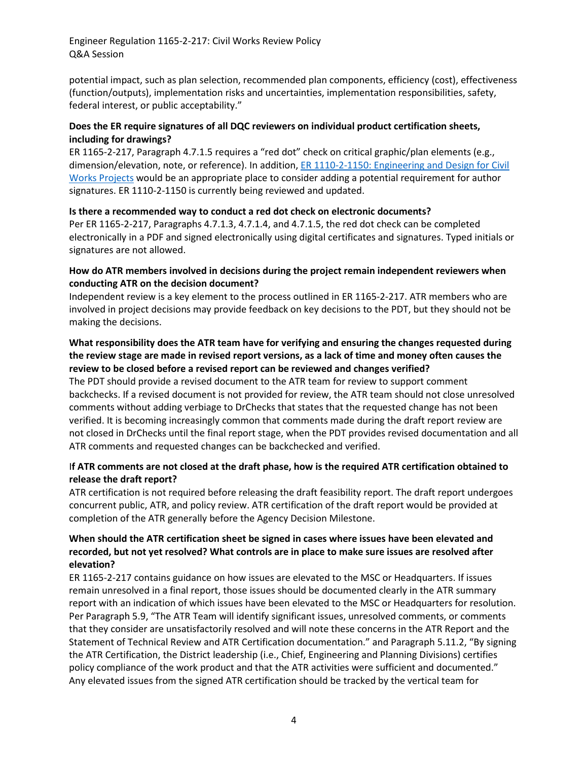potential impact, such as plan selection, recommended plan components, efficiency (cost), effectiveness (function/outputs), implementation risks and uncertainties, implementation responsibilities, safety, federal interest, or public acceptability."

**Does the ER require signatures of all DQC reviewers on individual product certification sheets, including for drawings?**

ER 1165-2-217, Paragraph 4.7.1.5 requires a "red dot" check on critical graphic/plan elements (e.g., dimension/elevation, note, or reference). In addition, [ER 1110-2-1150: Engineering and Design for Civil Works Projects]() would be an appropriate place to consider adding a potential requirement for author signatures. ER 1110-2-1150 is currently being reviewed and updated.

**Is there a recommended way to conduct a red dot check on electronic documents?**

Per ER 1165-2-217, Paragraphs 4.7.1.3, 4.7.1.4, and 4.7.1.5, the red dot check can be completed electronically in a PDF and signed electronically using digital certificates and signatures. Typed initials or signatures are not allowed.

**How do ATR members involved in decisions during the project remain independent reviewers when conducting ATR on the decision document?**

Independent review is a key element to the process outlined in ER 1165-2-217. ATR members who are involved in project decisions may provide feedback on key decisions to the PDT, but they should not be making the decisions.

**What responsibility does the ATR team have for verifying and ensuring the changes requested during the review stage are made in revised report versions, as a lack of time and money often causes the review to be closed before a revised report can be reviewed and changes verified?**

The PDT should provide a revised document to the ATR team for review to support comment backchecks. If a revised document is not provided for review, the ATR team should not close unresolved comments without adding verbiage to DrChecks that states that the requested change has not been verified. It is becoming increasingly common that comments made during the draft report review are not closed in DrChecks until the final report stage, when the PDT provides revised documentation and all ATR comments and requested changes can be backchecked and verified.

**If ATR comments are not closed at the draft phase, how is the required ATR certification obtained to release the draft report?**

ATR certification is not required before releasing the draft feasibility report. The draft report undergoes concurrent public, ATR, and policy review. ATR certification of the draft report would be provided at completion of the ATR generally before the Agency Decision Milestone.

**When should the ATR certification sheet be signed in cases where issues have been elevated and recorded, but not yet resolved? What controls are in place to make sure issues are resolved after elevation?**

ER 1165-2-217 contains guidance on how issues are elevated to the MSC or Headquarters. If issues remain unresolved in a final report, those issues should be documented clearly in the ATR summary report with an indication of which issues have been elevated to the MSC or Headquarters for resolution. Per Paragraph 5.9, "The ATR Team will identify significant issues, unresolved comments, or comments that they consider are unsatisfactorily resolved and will note these concerns in the ATR Report and the Statement of Technical Review and ATR Certification documentation." and Paragraph 5.11.2, "By signing the ATR Certification, the District leadership (i.e., Chief, Engineering and Planning Divisions) certifies policy compliance of the work product and that the ATR activities were sufficient and documented." Any elevated issues from the signed ATR certification should be tracked by the vertical team for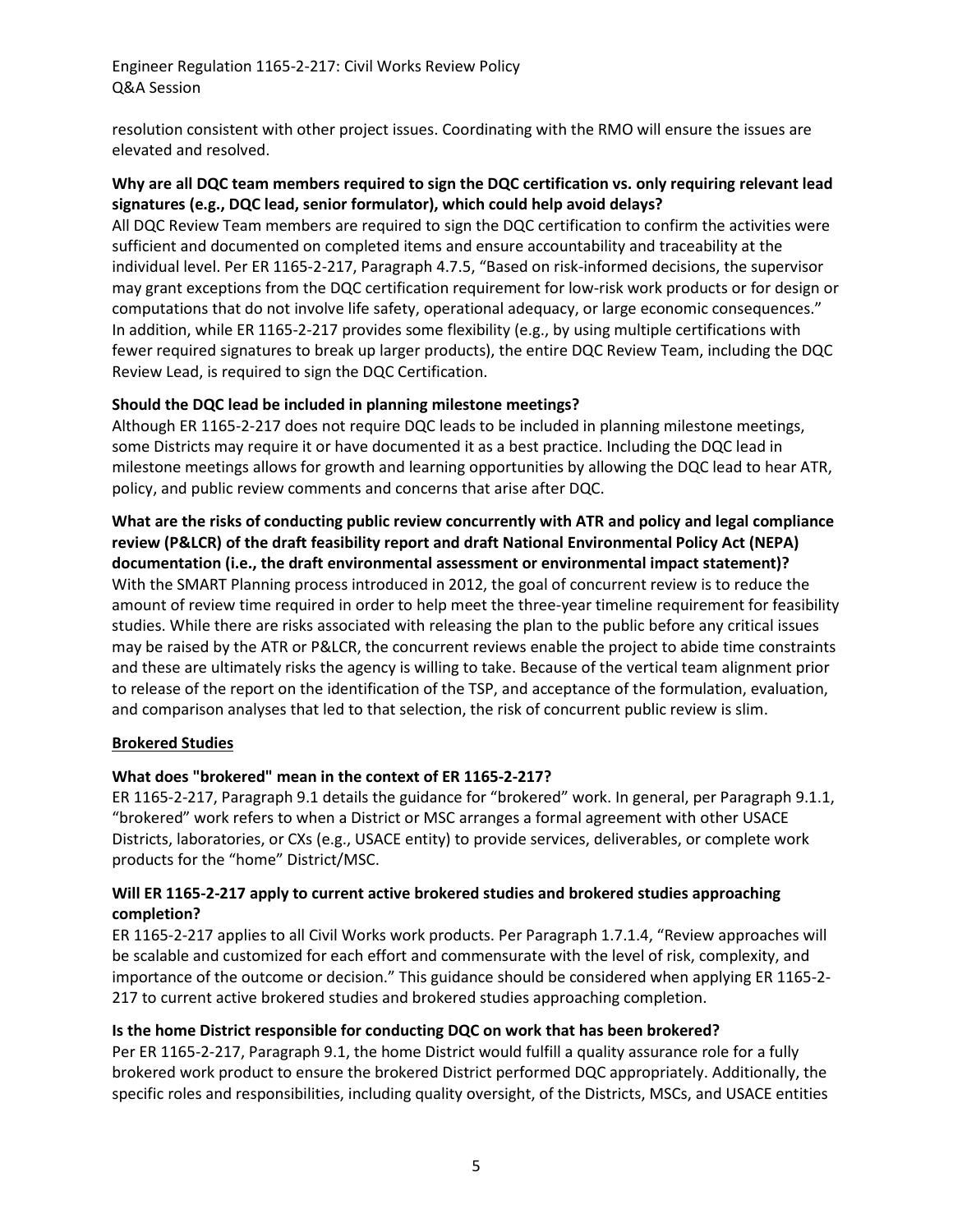resolution consistent with other project issues. Coordinating with the RMO will ensure the issues are elevated and resolved.

**Why are all DQC team members required to sign the DQC certification vs. only requiring relevant lead signatures (e.g., DQC lead, senior formulator), which could help avoid delays?**

All DQC Review Team members are required to sign the DQC certification to confirm the activities were sufficient and documented on completed items and ensure accountability and traceability at the individual level. Per ER 1165-2-217, Paragraph 4.7.5, "Based on risk-informed decisions, the supervisor may grant exceptions from the DQC certification requirement for low-risk work products or for design or computations that do not involve life safety, operational adequacy, or large economic consequences." In addition, while ER 1165-2-217 provides some flexibility (e.g., by using multiple certifications with fewer required signatures to break up larger products), the entire DQC Review Team, including the DQC Review Lead, is required to sign the DQC Certification.

**Should the DQC lead be included in planning milestone meetings?**

Although ER 1165-2-217 does not require DQC leads to be included in planning milestone meetings, some Districts may require it or have documented it as a best practice. Including the DQC lead in milestone meetings allows for growth and learning opportunities by allowing the DQC lead to hear ATR, policy, and public review comments and concerns that arise after DQC.

**What are the risks of conducting public review concurrently with ATR and policy and legal compliance review (P&LCR) of the draft feasibility report and draft National Environmental Policy Act (NEPA) documentation (i.e., the draft environmental assessment or environmental impact statement)?**

With the SMART Planning process introduced in 2012, the goal of concurrent review is to reduce the amount of review time required in order to help meet the three-year timeline requirement for feasibility studies. While there are risks associated with releasing the plan to the public before any critical issues may be raised by the ATR or P&LCR, the concurrent reviews enable the project to abide time constraints and these are ultimately risks the agency is willing to take. Because of the vertical team alignment prior to release of the report on the identification of the TSP, and acceptance of the formulation, evaluation, and comparison analyses that led to that selection, the risk of concurrent public review is slim.

## Brokered Studies

**What does "brokered" mean in the context of ER 1165-2-217?**

ER 1165-2-217, Paragraph 9.1 details the guidance for "brokered" work. In general, per Paragraph 9.1.1, "brokered" work refers to when a District or MSC arranges a formal agreement with other USACE Districts, laboratories, or CXs (e.g., USACE entity) to provide services, deliverables, or complete work products for the "home" District/MSC.

**Will ER 1165-2-217 apply to current active brokered studies and brokered studies approaching completion?**

ER 1165-2-217 applies to all Civil Works work products. Per Paragraph 1.7.1.4, "Review approaches will be scalable and customized for each effort and commensurate with the level of risk, complexity, and importance of the outcome or decision." This guidance should be considered when applying ER 1165-2-217 to current active brokered studies and brokered studies approaching completion.

**Is the home District responsible for conducting DQC on work that has been brokered?**

Per ER 1165-2-217, Paragraph 9.1, the home District would fulfill a quality assurance role for a fully brokered work product to ensure the brokered District performed DQC appropriately. Additionally, the specific roles and responsibilities, including quality oversight, of the Districts, MSCs, and USACE entities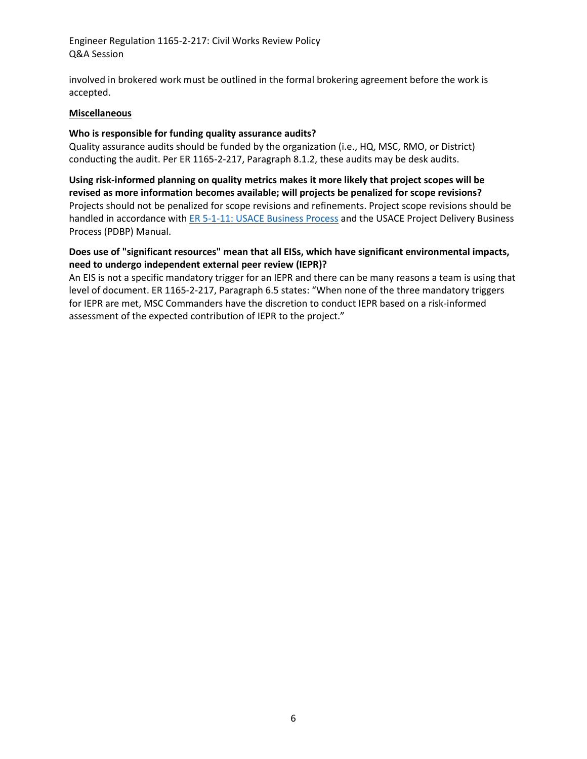involved in brokered work must be outlined in the formal brokering agreement before the work is accepted.

## Miscellaneous

**Who is responsible for funding quality assurance audits?**

Quality assurance audits should be funded by the organization (i.e., HQ, MSC, RMO, or District) conducting the audit. Per ER 1165-2-217, Paragraph 8.1.2, these audits may be desk audits.

**Using risk-informed planning on quality metrics makes it more likely that project scopes will be revised as more information becomes available; will projects be penalized for scope revisions?**

Projects should not be penalized for scope revisions and refinements. Project scope revisions should be handled in accordance with [ER 5-1-11: USACE Business Process] and the USACE Project Delivery Business Process (PDBP) Manual.

**Does use of "significant resources" mean that all EISs, which have significant environmental impacts, need to undergo independent external peer review (IEPR)?**

An EIS is not a specific mandatory trigger for an IEPR and there can be many reasons a team is using that level of document. ER 1165-2-217, Paragraph 6.5 states: "When none of the three mandatory triggers for IEPR are met, MSC Commanders have the discretion to conduct IEPR based on a risk-informed assessment of the expected contribution of IEPR to the project."